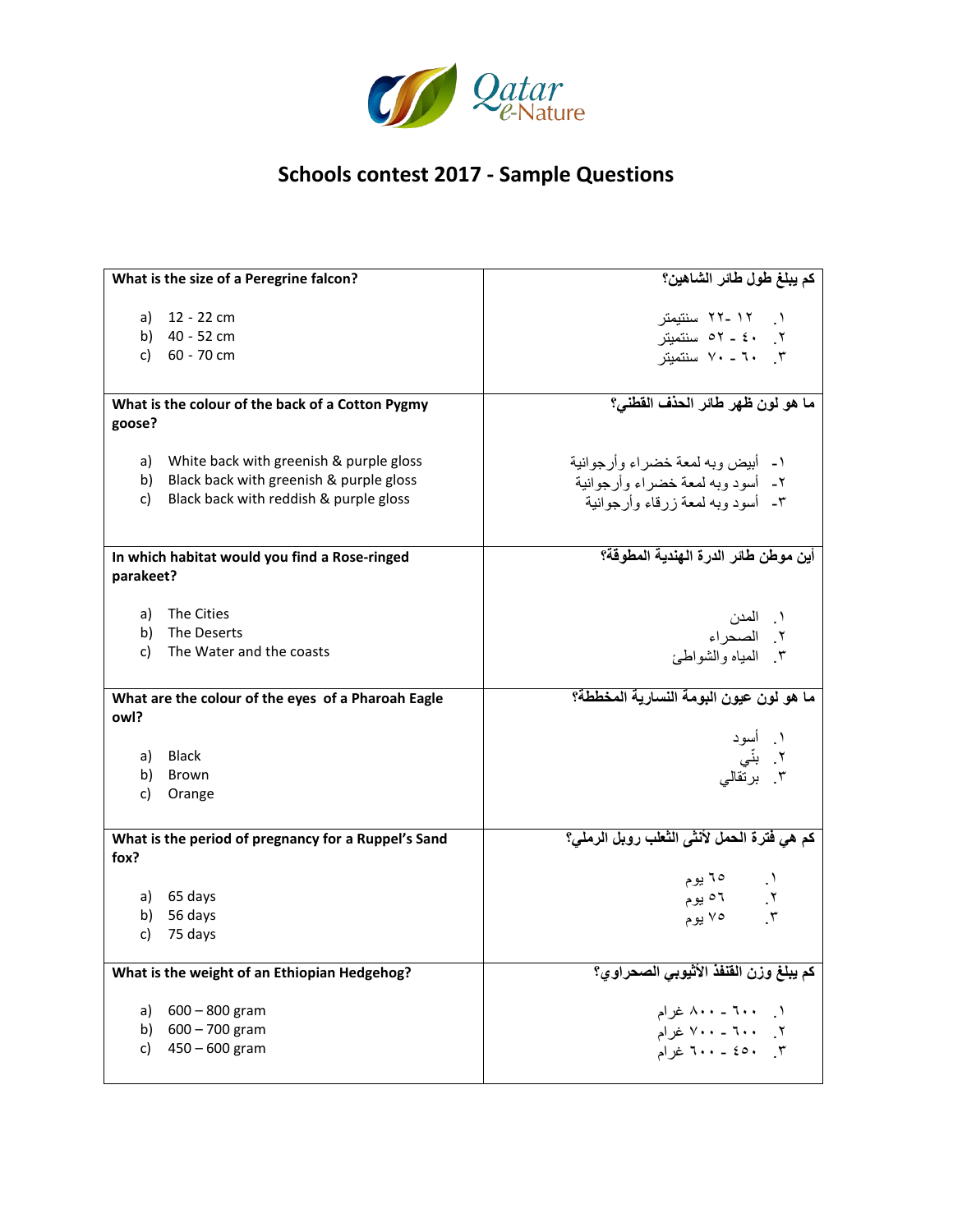Qatar e-Nature

# Schools contest 2017 - Sample Questions

| What is the size of a Peregrine falcon?<br><br>a) 12 - 22 cm<br>b) 40 - 52 cm<br>c) 60 - 70 cm | كم يبلغ طول طائر الشاهين؟<br><br>١. ١٢ -٢٢ سنتيمتر<br>٢. ٤٠ - ٥٢ سنتميتر<br>٣. ٦٠ - ٧٠ سنتميتر |
|---|---|
| What is the colour of the back of a Cotton Pygmy goose?<br><br>a) White back with greenish & purple gloss<br>b) Black back with greenish & purple gloss<br>c) Black back with reddish & purple gloss | ما هو لون ظهر طائر الحذف القطني؟<br><br>١- أبيض وبه لمعة خضراء وأرجوانية<br>٢- أسود وبه لمعة خضراء وأرجوانية<br>٣- أسود وبه لمعة زرقاء وأرجوانية |
| In which habitat would you find a Rose-ringed parakeet?<br><br>a) The Cities<br>b) The Deserts<br>c) The Water and the coasts | أين موطن طائر الدرة الهندية المطوقة؟<br><br>١. المدن<br>٢. الصحراء<br>٣. المياه والشواطئ |
| What are the colour of the eyes of a Pharoah Eagle owl?<br><br>a) Black<br>b) Brown<br>c) Orange | ما هو لون عيون البومة النسارية المخططة؟<br><br>١. أسود<br>٢. بنّي<br>٣. برتقالي |
| What is the period of pregnancy for a Ruppel's Sand fox?<br><br>a) 65 days<br>b) 56 days<br>c) 75 days | كم هي فترة الحمل لأنثى الثعلب روبل الرملي؟<br><br>١. ٦٥ يوم<br>٢. ٥٦ يوم<br>٣. ٧٥ يوم |
| What is the weight of an Ethiopian Hedgehog?<br><br>a) 600 – 800 gram<br>b) 600 – 700 gram<br>c) 450 – 600 gram | كم يبلغ وزن القنفذ الأثيوبي الصحراوي؟<br><br>١. ٦٠٠ - ٨٠٠ غرام<br>٢. ٦٠٠ - ٧٠٠ غرام<br>٣. ٤٥٠ - ٦٠٠ غرام |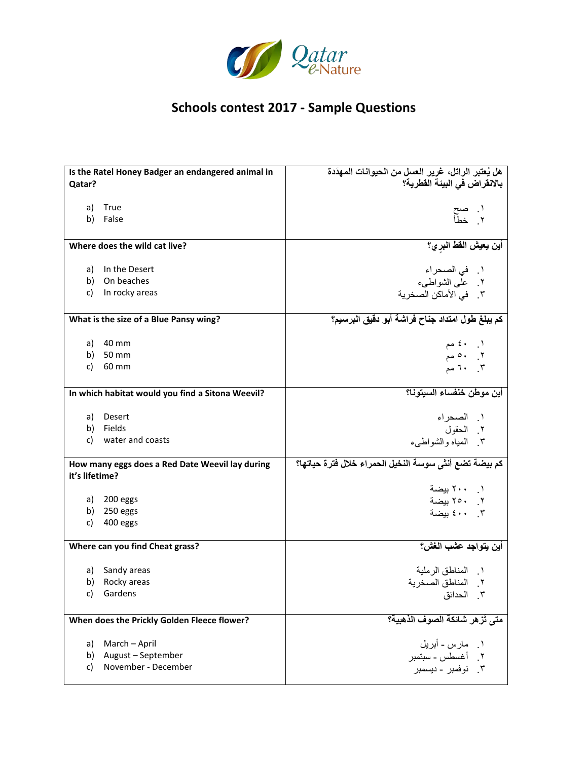# Schools contest 2017 - Sample Questions

| | |
|---|---|
| **Is the Ratel Honey Badger an endangered animal in Qatar?**<br><br>a) True<br>b) False | **هل يُعتبر الراتل، غرير العسل من الحيوانات المهدَدة بالانقراض في البيئة القطرية؟**<br><br>١. صح<br>٢. خطأ |
| **Where does the wild cat live?**<br><br>a) In the Desert<br>b) On beaches<br>c) In rocky areas | **أين يعيش القط البرِي؟**<br><br>١. في الصحراء<br>٢. على الشواطيء<br>٣. في الأماكن الصخرية |
| **What is the size of a Blue Pansy wing?**<br><br>a) 40 mm<br>b) 50 mm<br>c) 60 mm | **كم يبلغ طول امتداد جناح فراشة أبو دقيق البرسيم؟**<br><br>١. ٤٠ مم<br>٢. ٥٠ مم<br>٣. ٦٠ مم |
| **In which habitat would you find a Sitona Weevil?**<br><br>a) Desert<br>b) Fields<br>c) water and coasts | **أين موطن خنفساء السيتونا؟**<br><br>١. الصحراء<br>٢. الحقول<br>٣. المياه والشواطيء |
| **How many eggs does a Red Date Weevil lay during it's lifetime?**<br><br>a) 200 eggs<br>b) 250 eggs<br>c) 400 eggs | **كم بيضة تضع أنثى سوسة النخيل الحمراء خلال فترة حياتها؟**<br><br>١. ٢٠٠ بيضة<br>٢. ٢٥٠ بيضة<br>٣. ٤٠٠ بيضة |
| **Where can you find Cheat grass?**<br><br>a) Sandy areas<br>b) Rocky areas<br>c) Gardens | **أين يتواجد عشب الغش؟**<br><br>١. المناطق الرملية<br>٢. المناطق الصخرية<br>٣. الحدائق |
| **When does the Prickly Golden Fleece flower?**<br><br>a) March – April<br>b) August – September<br>c) November - December | **متى تزهر شائكة الصوف الذهبية؟**<br><br>١. مارس - أبريل<br>٢. أغسطس - سبتمبر<br>٣. نوفمبر - ديسمبر |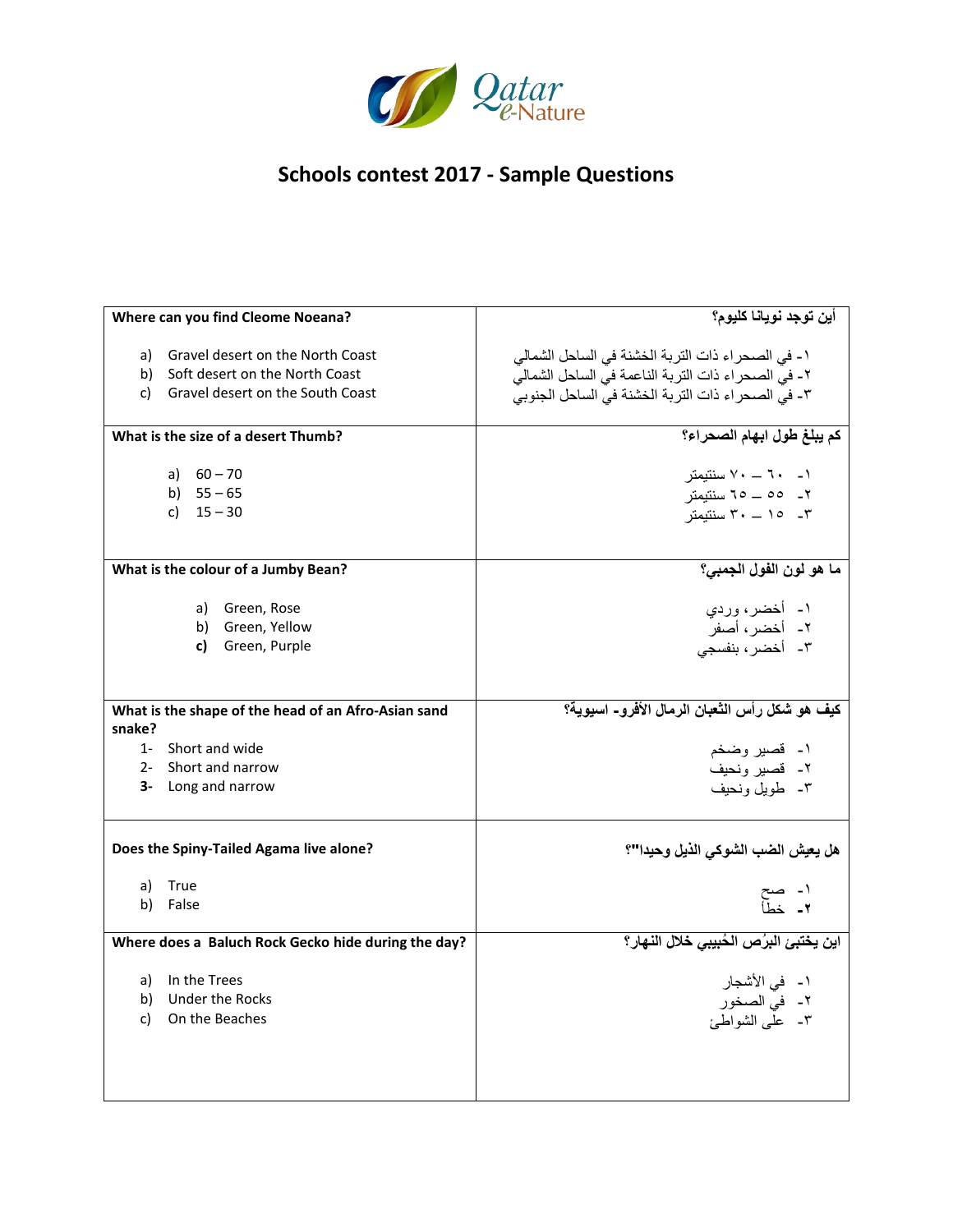Qatar e-Nature

# Schools contest 2017 - Sample Questions

| | |
|---|---|
| **Where can you find Cleome Noeana?**<br><br>a) Gravel desert on the North Coast<br>b) Soft desert on the North Coast<br>c) Gravel desert on the South Coast | **أين توجد نويانا كليوم؟**<br><br>١- في الصحراء ذات التربة الخشنة في الساحل الشمالي<br>٢- في الصحراء ذات التربة الناعمة في الساحل الشمالي<br>٣- في الصحراء ذات التربة الخشنة في الساحل الجنوبي |
| **What is the size of a desert Thumb?**<br><br>a) 60 – 70<br>b) 55 – 65<br>c) 15 – 30 | **كم يبلغ طول ابهام الصحراء؟**<br><br>١- ٦٠ – ٧٠ سنتيمتر<br>٢- ٥٥ – ٦٥ سنتيمتر<br>٣- ١٥ – ٣٠ سنتيمتر |
| **What is the colour of a Jumby Bean?**<br><br>a) Green, Rose<br>b) Green, Yellow<br>**c)** Green, Purple | **ما هو لون الفول الجمبي؟**<br><br>١- أخضر، وردي<br>٢- أخضر، أصفر<br>٣- أخضر، بنفسجي |
| **What is the shape of the head of an Afro-Asian sand snake?**<br>1- Short and wide<br>2- Short and narrow<br>**3-** Long and narrow | **كيف هو شكل رأس الثعبان الرمال الأفرو- اسيوية؟**<br><br>١- قصير وضخم<br>٢- قصير ونحيف<br>٣- طويل ونحيف |
| **Does the Spiny-Tailed Agama live alone?**<br><br>a) True<br>b) False | **هل يعيش الضب الشوكي الذيل وحيدا"؟**<br><br>١- صح<br>**٢-** خطأ |
| **Where does a Baluch Rock Gecko hide during the day?**<br><br>a) In the Trees<br>b) Under the Rocks<br>c) On the Beaches | **اين يختبئ البُرص الحُبيبي خلال النهار؟**<br><br>١- في الأشجار<br>٢- في الصخور<br>٣- على الشواطئ |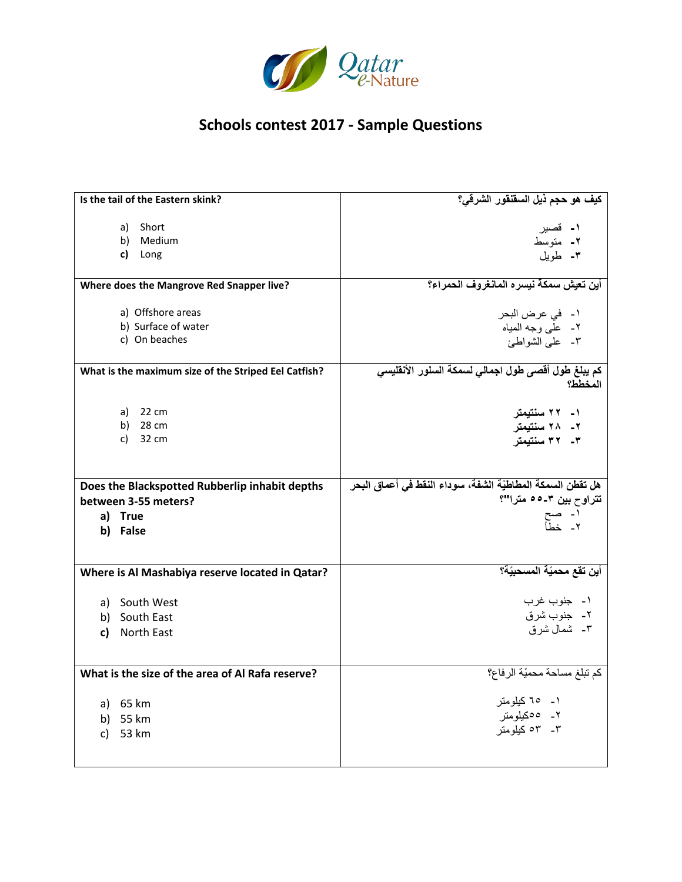Qatar e-Nature

# Schools contest 2017 - Sample Questions

| | |
|---|---|
| **Is the tail of the Eastern skink?**<br><br>a) Short<br>b) Medium<br>**c)** Long | **كيف هو حجم ذيل السقنقور الشرقي؟**<br><br>**١-** قصير<br>**٢-** متوسط<br>**٣-** طويل |
| **Where does the Mangrove Red Snapper live?**<br><br>a) Offshore areas<br>b) Surface of water<br>c) On beaches | **أين تعيش سمكة نيسره المانغروف الحمراء؟**<br><br>١- في عرض البحر<br>٢- على وجه المياه<br>٣- على الشواطئ |
| **What is the maximum size of the Striped Eel Catfish?**<br><br>a) 22 cm<br>b) 28 cm<br>c) 32 cm | **كم يبلغ طول أقصى طول اجمالي لسمكة السلور الأنقليسي المخطط؟**<br><br>**١-** ٢٢ سنتيمتر<br>**٢-** ٢٨ سنتيمتر<br>**٣-** ٣٢ سنتيمتر |
| **Does the Blackspotted Rubberlip inhabit depths between 3-55 meters?**<br>**a) True**<br>**b) False** | **هل تقطن السمكة المطاطيّة الشفة، سوداء النقط في أعماق البحر تتراوح بين ٣-٥٥ مترا"؟**<br>١- صح<br>٢- خطأ |
| **Where is Al Mashabiya reserve located in Qatar?**<br><br>a) South West<br>b) South East<br>**c)** North East | **أين تقع محميّة المسحبيّة؟**<br><br>١- جنوب غرب<br>٢- جنوب شرق<br>٣- شمال شرق |
| **What is the size of the area of Al Rafa reserve?**<br><br>a) 65 km<br>b) 55 km<br>c) 53 km | كم تبلغ مساحة محميّة الرفاع؟<br><br>١- ٦٥ كيلومتر<br>٢- ٥٥كيلومتر<br>٣- ٥٣ كيلومتر |